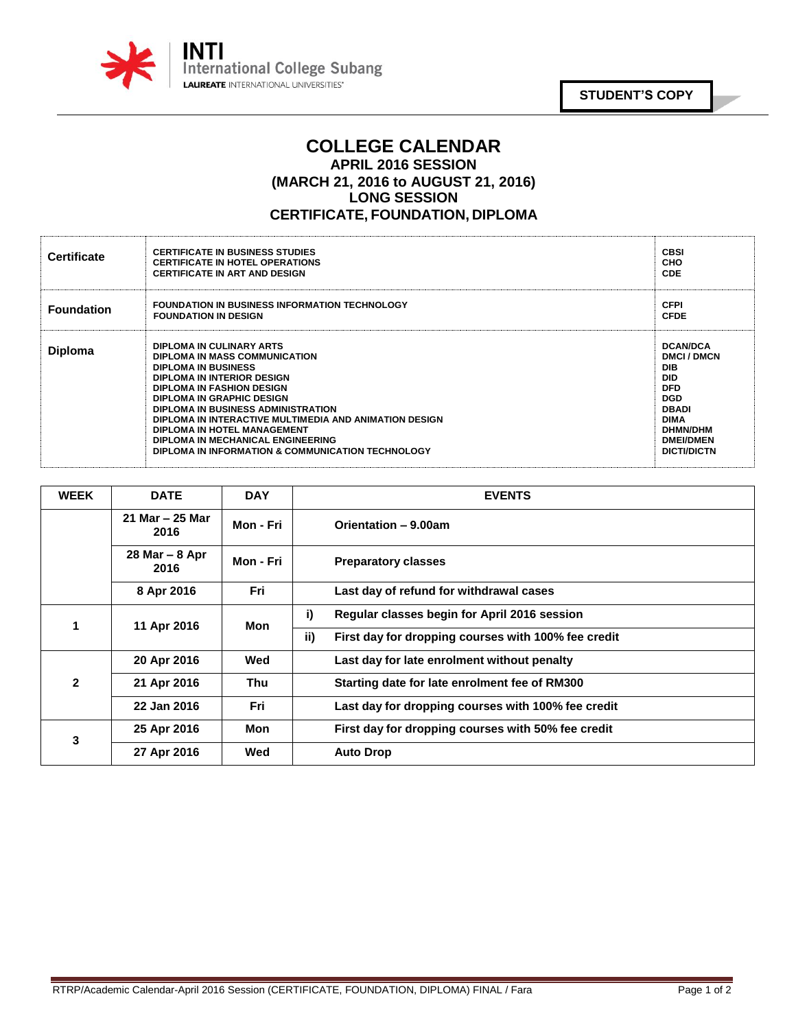INTI International College Subang
LAUREATE INTERNATIONAL UNIVERSITIES

**STUDENT'S COPY**

# COLLEGE CALENDAR

## APRIL 2016 SESSION
## (MARCH 21, 2016 to AUGUST 21, 2016)
## LONG SESSION
## CERTIFICATE, FOUNDATION, DIPLOMA

| | | |
|---|---|---|
| **Certificate** | CERTIFICATE IN BUSINESS STUDIES<br>CERTIFICATE IN HOTEL OPERATIONS<br>CERTIFICATE IN ART AND DESIGN | CBSI<br>CHO<br>CDE |
| **Foundation** | FOUNDATION IN BUSINESS INFORMATION TECHNOLOGY<br>FOUNDATION IN DESIGN | CFPI<br>CFDE |
| **Diploma** | DIPLOMA IN CULINARY ARTS<br>DIPLOMA IN MASS COMMUNICATION<br>DIPLOMA IN BUSINESS<br>DIPLOMA IN INTERIOR DESIGN<br>DIPLOMA IN FASHION DESIGN<br>DIPLOMA IN GRAPHIC DESIGN<br>DIPLOMA IN BUSINESS ADMINISTRATION<br>DIPLOMA IN INTERACTIVE MULTIMEDIA AND ANIMATION DESIGN<br>DIPLOMA IN HOTEL MANAGEMENT<br>DIPLOMA IN MECHANICAL ENGINEERING<br>DIPLOMA IN INFORMATION & COMMUNICATION TECHNOLOGY | DCAN/DCA<br>DMCI / DMCN<br>DIB<br>DID<br>DFD<br>DGD<br>DBADI<br>DIMA<br>DHMN/DHM<br>DMEI/DMEN<br>DICTI/DICTN |

| WEEK | DATE | DAY | | EVENTS |
|---|---|---|---|---|
| | 21 Mar – 25 Mar 2016 | Mon - Fri | | Orientation – 9.00am |
| | 28 Mar – 8 Apr 2016 | Mon - Fri | | Preparatory classes |
| | 8 Apr 2016 | Fri | | Last day of refund for withdrawal cases |
| 1 | 11 Apr 2016 | Mon | i) | Regular classes begin for April 2016 session |
| | | | ii) | First day for dropping courses with 100% fee credit |
| 2 | 20 Apr 2016 | Wed | | Last day for late enrolment without penalty |
| | 21 Apr 2016 | Thu | | Starting date for late enrolment fee of RM300 |
| | 22 Jan 2016 | Fri | | Last day for dropping courses with 100% fee credit |
| 3 | 25 Apr 2016 | Mon | | First day for dropping courses with 50% fee credit |
| | 27 Apr 2016 | Wed | | Auto Drop |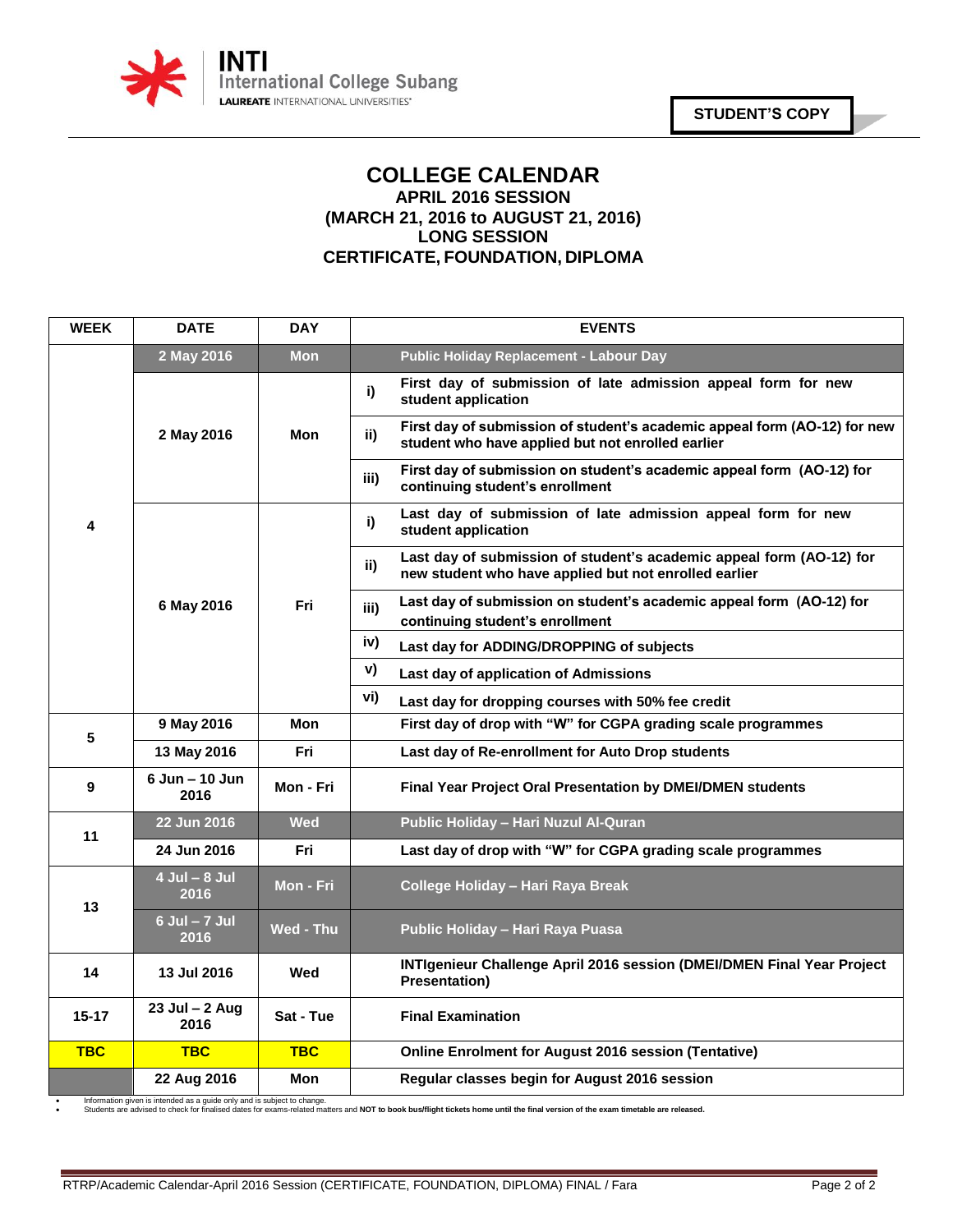INTI International College Subang
LAUREATE INTERNATIONAL UNIVERSITIES

**STUDENT'S COPY**

# COLLEGE CALENDAR

## APRIL 2016 SESSION
## (MARCH 21, 2016 to AUGUST 21, 2016)
## LONG SESSION
## CERTIFICATE, FOUNDATION, DIPLOMA

| WEEK | DATE | DAY | | EVENTS |
|---|---|---|---|---|
| 4 | 2 May 2016 | Mon | | Public Holiday Replacement - Labour Day |
| | 2 May 2016 | Mon | i) | First day of submission of late admission appeal form for new student application |
| | | | ii) | First day of submission of student's academic appeal form (AO-12) for new student who have applied but not enrolled earlier |
| | | | iii) | First day of submission on student's academic appeal form (AO-12) for continuing student's enrollment |
| | 6 May 2016 | Fri | i) | Last day of submission of late admission appeal form for new student application |
| | | | ii) | Last day of submission of student's academic appeal form (AO-12) for new student who have applied but not enrolled earlier |
| | | | iii) | Last day of submission on student's academic appeal form (AO-12) for continuing student's enrollment |
| | | | iv) | Last day for ADDING/DROPPING of subjects |
| | | | v) | Last day of application of Admissions |
| | | | vi) | Last day for dropping courses with 50% fee credit |
| 5 | 9 May 2016 | Mon | | First day of drop with "W" for CGPA grading scale programmes |
| | 13 May 2016 | Fri | | Last day of Re-enrollment for Auto Drop students |
| 9 | 6 Jun – 10 Jun 2016 | Mon - Fri | | Final Year Project Oral Presentation by DMEI/DMEN students |
| 11 | 22 Jun 2016 | Wed | | Public Holiday – Hari Nuzul Al-Quran |
| | 24 Jun 2016 | Fri | | Last day of drop with "W" for CGPA grading scale programmes |
| 13 | 4 Jul – 8 Jul 2016 | Mon - Fri | | College Holiday – Hari Raya Break |
| | 6 Jul – 7 Jul 2016 | Wed - Thu | | Public Holiday – Hari Raya Puasa |
| 14 | 13 Jul 2016 | Wed | | INTIgenieur Challenge April 2016 session (DMEI/DMEN Final Year Project Presentation) |
| 15-17 | 23 Jul – 2 Aug 2016 | Sat - Tue | | Final Examination |
| TBC | TBC | TBC | | Online Enrolment for August 2016 session (Tentative) |
| | 22 Aug 2016 | Mon | | Regular classes begin for August 2016 session |

- Information given is intended as a guide only and is subject to change.
- Students are advised to check for finalised dates for exams-related matters and **NOT to book bus/flight tickets home until the final version of the exam timetable are released.**

RTRP/Academic Calendar-April 2016 Session (CERTIFICATE, FOUNDATION, DIPLOMA) FINAL / Fara